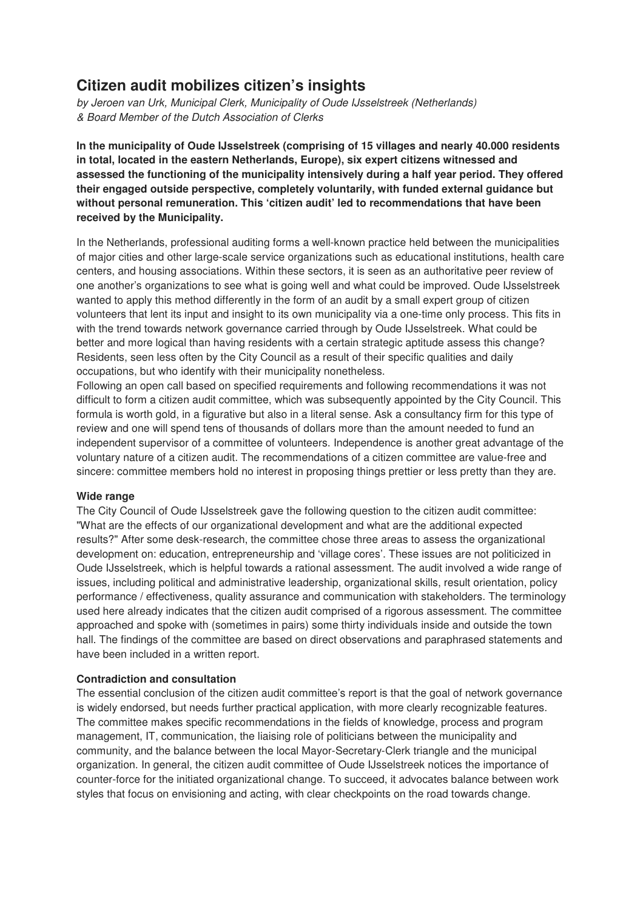# Citizen audit mobilizes citizen's insights

*by Jeroen van Urk, Municipal Clerk, Municipality of Oude IJsselstreek (Netherlands) & Board Member of the Dutch Association of Clerks*

**In the municipality of Oude IJsselstreek (comprising of 15 villages and nearly 40.000 residents in total, located in the eastern Netherlands, Europe), six expert citizens witnessed and assessed the functioning of the municipality intensively during a half year period. They offered their engaged outside perspective, completely voluntarily, with funded external guidance but without personal remuneration. This 'citizen audit' led to recommendations that have been received by the Municipality.**

In the Netherlands, professional auditing forms a well-known practice held between the municipalities of major cities and other large-scale service organizations such as educational institutions, health care centers, and housing associations. Within these sectors, it is seen as an authoritative peer review of one another's organizations to see what is going well and what could be improved. Oude IJsselstreek wanted to apply this method differently in the form of an audit by a small expert group of citizen volunteers that lent its input and insight to its own municipality via a one-time only process. This fits in with the trend towards network governance carried through by Oude IJsselstreek. What could be better and more logical than having residents with a certain strategic aptitude assess this change? Residents, seen less often by the City Council as a result of their specific qualities and daily occupations, but who identify with their municipality nonetheless.

Following an open call based on specified requirements and following recommendations it was not difficult to form a citizen audit committee, which was subsequently appointed by the City Council. This formula is worth gold, in a figurative but also in a literal sense. Ask a consultancy firm for this type of review and one will spend tens of thousands of dollars more than the amount needed to fund an independent supervisor of a committee of volunteers. Independence is another great advantage of the voluntary nature of a citizen audit. The recommendations of a citizen committee are value-free and sincere: committee members hold no interest in proposing things prettier or less pretty than they are.

**Wide range**

The City Council of Oude IJsselstreek gave the following question to the citizen audit committee: "What are the effects of our organizational development and what are the additional expected results?" After some desk-research, the committee chose three areas to assess the organizational development on: education, entrepreneurship and 'village cores'. These issues are not politicized in Oude IJsselstreek, which is helpful towards a rational assessment. The audit involved a wide range of issues, including political and administrative leadership, organizational skills, result orientation, policy performance / effectiveness, quality assurance and communication with stakeholders. The terminology used here already indicates that the citizen audit comprised of a rigorous assessment. The committee approached and spoke with (sometimes in pairs) some thirty individuals inside and outside the town hall. The findings of the committee are based on direct observations and paraphrased statements and have been included in a written report.

**Contradiction and consultation**

The essential conclusion of the citizen audit committee's report is that the goal of network governance is widely endorsed, but needs further practical application, with more clearly recognizable features. The committee makes specific recommendations in the fields of knowledge, process and program management, IT, communication, the liaising role of politicians between the municipality and community, and the balance between the local Mayor-Secretary-Clerk triangle and the municipal organization. In general, the citizen audit committee of Oude IJsselstreek notices the importance of counter-force for the initiated organizational change. To succeed, it advocates balance between work styles that focus on envisioning and acting, with clear checkpoints on the road towards change.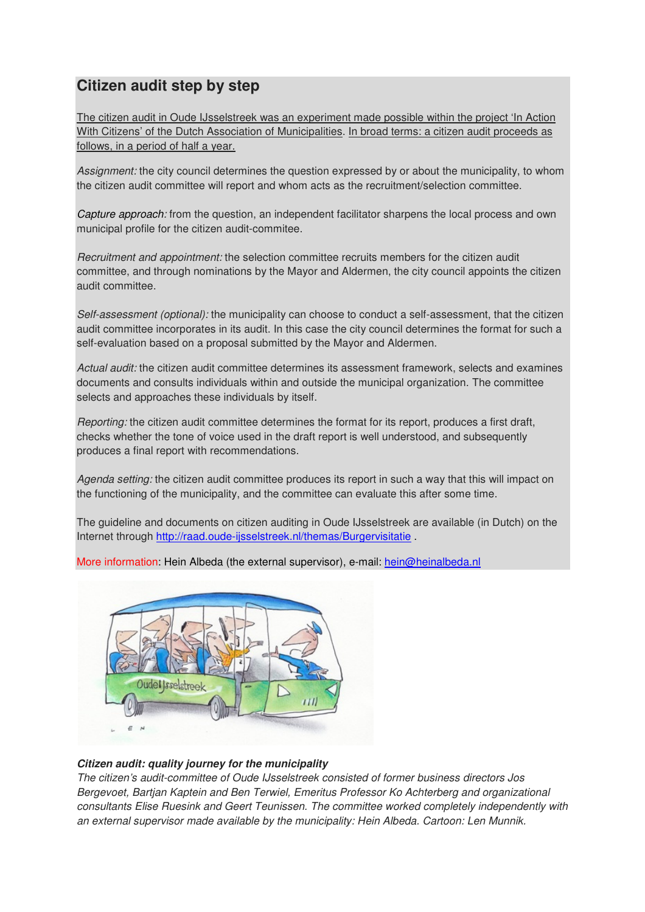## Citizen audit step by step

The citizen audit in Oude IJsselstreek was an experiment made possible within the project 'In Action With Citizens' of the Dutch Association of Municipalities. In broad terms: a citizen audit proceeds as follows, in a period of half a year.

*Assignment:* the city council determines the question expressed by or about the municipality, to whom the citizen audit committee will report and whom acts as the recruitment/selection committee.

*Capture approach:* from the question, an independent facilitator sharpens the local process and own municipal profile for the citizen audit-commitee.

*Recruitment and appointment:* the selection committee recruits members for the citizen audit committee, and through nominations by the Mayor and Aldermen, the city council appoints the citizen audit committee.

*Self-assessment (optional):* the municipality can choose to conduct a self-assessment, that the citizen audit committee incorporates in its audit. In this case the city council determines the format for such a self-evaluation based on a proposal submitted by the Mayor and Aldermen.

*Actual audit:* the citizen audit committee determines its assessment framework, selects and examines documents and consults individuals within and outside the municipal organization. The committee selects and approaches these individuals by itself.

*Reporting:* the citizen audit committee determines the format for its report, produces a first draft, checks whether the tone of voice used in the draft report is well understood, and subsequently produces a final report with recommendations.

*Agenda setting:* the citizen audit committee produces its report in such a way that this will impact on the functioning of the municipality, and the committee can evaluate this after some time.

The guideline and documents on citizen auditing in Oude IJsselstreek are available (in Dutch) on the Internet through http://raad.oude-ijsselstreek.nl/themas/Burgervisitatie .

More information: Hein Albeda (the external supervisor), e-mail: hein@heinalbeda.nl

***Citizen audit: quality journey for the municipality***

*The citizen's audit-committee of Oude IJsselstreek consisted of former business directors Jos Bergevoet, Bartjan Kaptein and Ben Terwiel, Emeritus Professor Ko Achterberg and organizational consultants Elise Ruesink and Geert Teunissen. The committee worked completely independently with an external supervisor made available by the municipality: Hein Albeda. Cartoon: Len Munnik.*